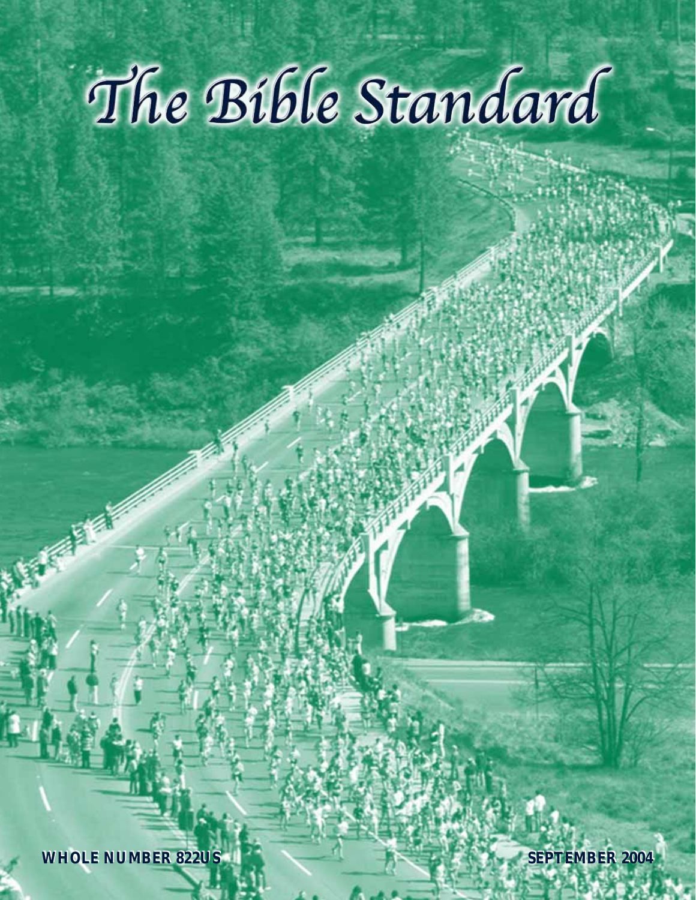# The Bible Standard

**WHOLE NUMBER 822US**

**SEPTEMBER 2004**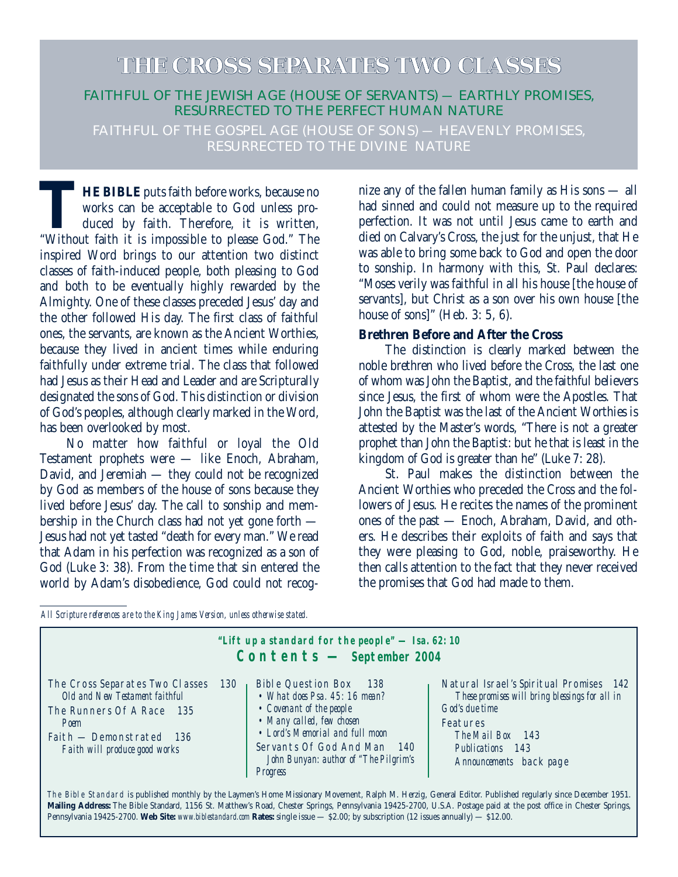# THE CROSS SEPARATES TWO CLASSES

FAITHFUL OF THE JEWISH AGE (HOUSE OF SERVANTS) — EARTHLY PROMISES, RESURRECTED TO THE PERFECT HUMAN NATURE

FAITHFUL OF THE GOSPEL AGE (HOUSE OF SONS) — HEAVENLY PROMISES, RESURRECTED TO THE DIVINE NATURE

**THE BIBLE** puts faith before works, because no works can be acceptable to God unless produced by faith. Therefore, it is written, "Without faith it is impossible to please God." The inspired Word brings to our attention two distinct classes of faith-induced people, both pleasing to God and both to be eventually highly rewarded by the Almighty. One of these classes preceded Jesus' day and the other followed His day. The first class of faithful ones, the servants, are known as the Ancient Worthies, because they lived in ancient times while enduring faithfully under extreme trial. The class that followed had Jesus as their Head and Leader and are Scripturally designated the sons of God. This distinction or division of God's peoples, although clearly marked in the Word, has been overlooked by most.

No matter how faithful or loyal the Old Testament prophets were — like Enoch, Abraham, David, and Jeremiah — they could not be recognized by God as members of the house of sons because they lived before Jesus' day. The call to sonship and membership in the Church class had not yet gone forth — Jesus had not yet tasted "death for every man." We read that Adam in his perfection was recognized as a son of God (Luke 3: 38). From the time that sin entered the world by Adam's disobedience, God could not recognize any of the fallen human family as His sons — all had sinned and could not measure up to the required perfection. It was not until Jesus came to earth and died on Calvary's Cross, the just for the unjust, that He was able to bring some back to God and open the door to sonship. In harmony with this, St. Paul declares: "Moses verily was faithful in all his house [the house of servants], but Christ as a son over his own house [the house of sons]" (Heb. 3: 5, 6).

### Brethren Before and After the Cross

The distinction is clearly marked between the noble brethren who lived before the Cross, the last one of whom was John the Baptist, and the faithful believers since Jesus, the first of whom were the Apostles. That John the Baptist was the last of the Ancient Worthies is attested by the Master's words, "There is not a greater prophet than John the Baptist: but he that is least in the kingdom of God is greater than he" (Luke 7: 28).

St. Paul makes the distinction between the Ancient Worthies who preceded the Cross and the followers of Jesus. He recites the names of the prominent ones of the past — Enoch, Abraham, David, and others. He describes their exploits of faith and says that they were pleasing to God, noble, praiseworthy. He then calls attention to the fact that they never received the promises that God had made to them.

*All Scripture references are to the King James Version, unless otherwise stated.*

---

**"Lift up a standard for the people" — Isa. 62: 10**

**Contents — September 2004**

The Cross Separates Two Classes 130
*Old and New Testament faithful*

The Runners Of A Race 135
*Poem*

Faith — Demonstrated 136
*Faith will produce good works*

Bible Question Box 138
- *What does Psa. 45: 16 mean?*
- *Covenant of the people*
- *Many called, few chosen*
- *Lord's Memorial and full moon*

Servants Of God And Man 140
*John Bunyan: author of "The Pilgrim's Progress*

Natural Israel's Spiritual Promises 142
*These promises will bring blessings for all in God's due time*

Features
*The Mail Box* 143
*Publications* 143
*Announcements* back page

*The Bible Standard* is published monthly by the Laymen's Home Missionary Movement, Ralph M. Herzig, General Editor. Published regularly since December 1951. **Mailing Address:** The Bible Standard, 1156 St. Matthew's Road, Chester Springs, Pennsylvania 19425-2700, U.S.A. Postage paid at the post office in Chester Springs, Pennsylvania 19425-2700. **Web Site:** *www.biblestandard.com* **Rates:** single issue — $2.00; by subscription (12 issues annually) — $12.00.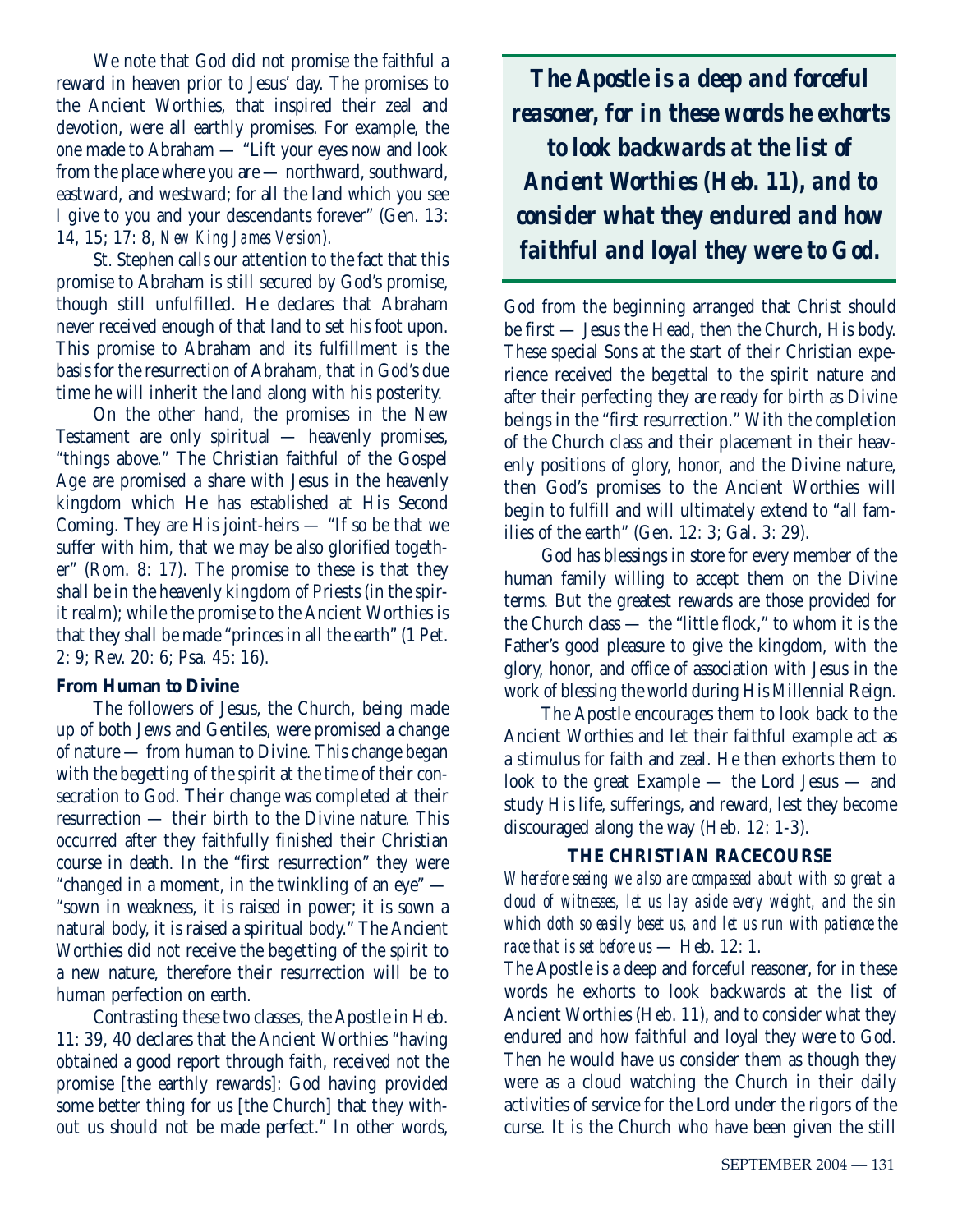We note that God did not promise the faithful a reward in heaven prior to Jesus' day. The promises to the Ancient Worthies, that inspired their zeal and devotion, were all earthly promises. For example, the one made to Abraham — "Lift your eyes now and look from the place where you are — northward, southward, eastward, and westward; for all the land which you see I give to you and your descendants forever" (Gen. 13: 14, 15; 17: 8, *New King James Version*).

St. Stephen calls our attention to the fact that this promise to Abraham is still secured by God's promise, though still unfulfilled. He declares that Abraham never received enough of that land to set his foot upon. This promise to Abraham and its fulfillment is the basis for the resurrection of Abraham, that in God's due time he will inherit the land along with his posterity.

On the other hand, the promises in the New Testament are only spiritual — heavenly promises, "things above." The Christian faithful of the Gospel Age are promised a share with Jesus in the heavenly kingdom which He has established at His Second Coming. They are His joint-heirs — "If so be that we suffer with him, that we may be also glorified together" (Rom. 8: 17). The promise to these is that they shall be in the heavenly kingdom of Priests (in the spirit realm); while the promise to the Ancient Worthies is that they shall be made "princes in all the earth" (1 Pet. 2: 9; Rev. 20: 6; Psa. 45: 16).

**From Human to Divine**

The followers of Jesus, the Church, being made up of both Jews and Gentiles, were promised a change of nature — from human to Divine. This change began with the begetting of the spirit at the time of their consecration to God. Their change was completed at their resurrection — their birth to the Divine nature. This occurred after they faithfully finished their Christian course in death. In the "first resurrection" they were "changed in a moment, in the twinkling of an eye" — "sown in weakness, it is raised in power; it is sown a natural body, it is raised a spiritual body." The Ancient Worthies did not receive the begetting of the spirit to a new nature, therefore their resurrection will be to human perfection on earth.

Contrasting these two classes, the Apostle in Heb. 11: 39, 40 declares that the Ancient Worthies "having obtained a good report through faith, received not the promise [the earthly rewards]: God having provided some better thing for us [the Church] that they without us should not be made perfect." In other words, God from the beginning arranged that Christ should be first — Jesus the Head, then the Church, His body. These special Sons at the start of their Christian experience received the begettal to the spirit nature and after their perfecting they are ready for birth as Divine beings in the "first resurrection." With the completion of the Church class and their placement in their heavenly positions of glory, honor, and the Divine nature, then God's promises to the Ancient Worthies will begin to fulfill and will ultimately extend to "all families of the earth" (Gen. 12: 3; Gal. 3: 29).

God has blessings in store for every member of the human family willing to accept them on the Divine terms. But the greatest rewards are those provided for the Church class — the "little flock," to whom it is the Father's good pleasure to give the kingdom, with the glory, honor, and office of association with Jesus in the work of blessing the world during His Millennial Reign.

The Apostle encourages them to look back to the Ancient Worthies and let their faithful example act as a stimulus for faith and zeal. He then exhorts them to look to the great Example — the Lord Jesus — and study His life, sufferings, and reward, lest they become discouraged along the way (Heb. 12: 1-3).

> ***The Apostle is a deep and forceful reasoner, for in these words he exhorts to look backwards at the list of Ancient Worthies (Heb. 11), and to consider what they endured and how faithful and loyal they were to God.***

**THE CHRISTIAN RACECOURSE**

*Wherefore seeing we also are compassed about with so great a cloud of witnesses, let us lay aside every weight, and the sin which doth so easily beset us, and let us run with patience the race that is set before us* — Heb. 12: 1.

The Apostle is a deep and forceful reasoner, for in these words he exhorts to look backwards at the list of Ancient Worthies (Heb. 11), and to consider what they endured and how faithful and loyal they were to God. Then he would have us consider them as though they were as a cloud watching the Church in their daily activities of service for the Lord under the rigors of the curse. It is the Church who have been given the still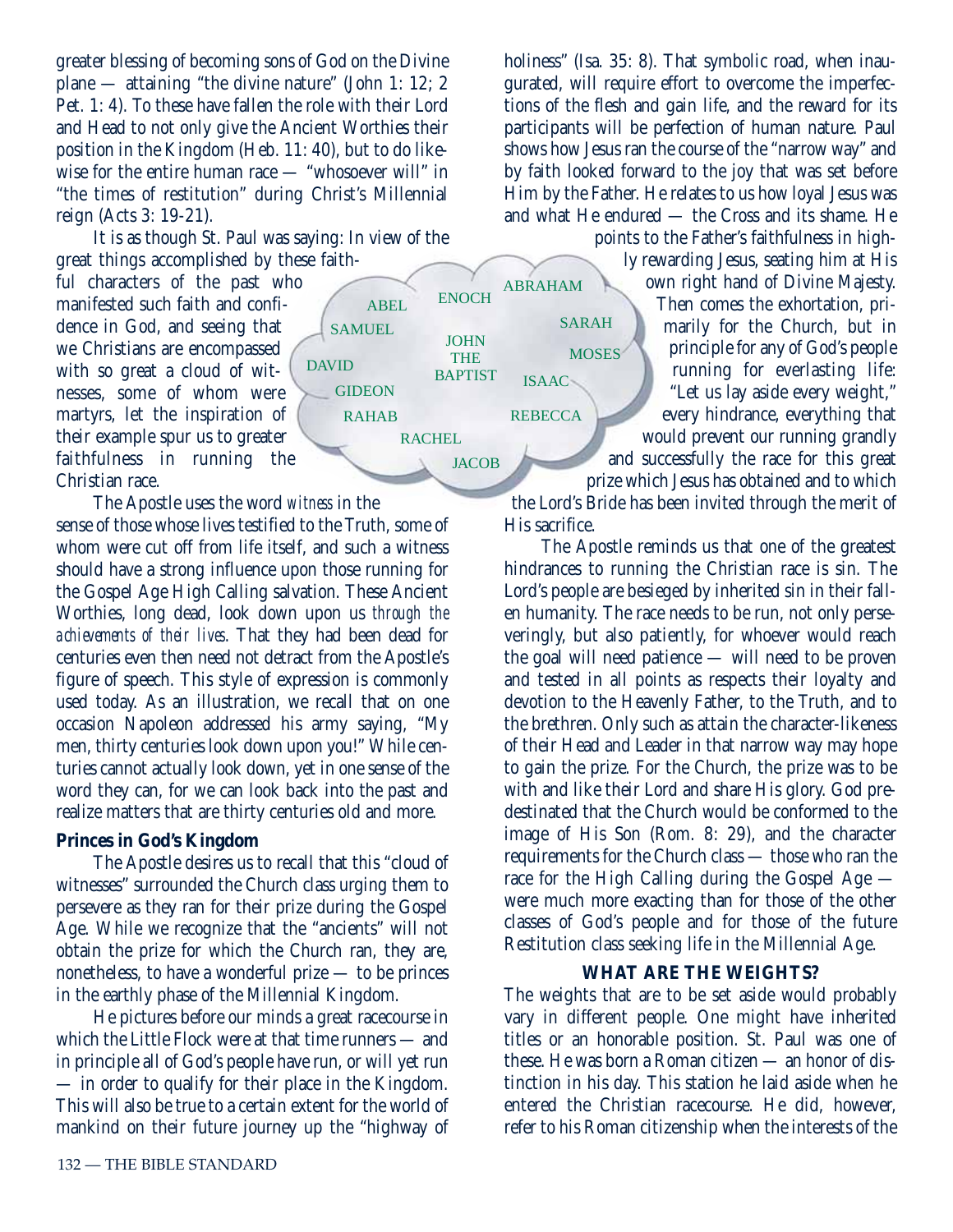greater blessing of becoming sons of God on the Divine plane — attaining "the divine nature" (John 1: 12; 2 Pet. 1: 4). To these have fallen the role with their Lord and Head to not only give the Ancient Worthies their position in the Kingdom (Heb. 11: 40), but to do likewise for the entire human race — "whosoever will" in "the times of restitution" during Christ's Millennial reign (Acts 3: 19-21).

It is as though St. Paul was saying: In view of the great things accomplished by these faithful characters of the past who manifested such faith and confidence in God, and seeing that we Christians are encompassed with so great a cloud of witnesses, some of whom were martyrs, let the inspiration of their example spur us to greater faithfulness in running the Christian race.

ABEL ENOCH ABRAHAM SAMUEL SARAH JOHN THE BAPTIST MOSES DAVID ISAAC GIDEON RAHAB REBECCA RACHEL JACOB

The Apostle uses the word *witness* in the sense of those whose lives testified to the Truth, some of whom were cut off from life itself, and such a witness should have a strong influence upon those running for the Gospel Age High Calling salvation. These Ancient Worthies, long dead, look down upon us *through the achievements of their lives*. That they had been dead for centuries even then need not detract from the Apostle's figure of speech. This style of expression is commonly used today. As an illustration, we recall that on one occasion Napoleon addressed his army saying, "My men, thirty centuries look down upon you!" While centuries cannot actually look down, yet in one sense of the word they can, for we can look back into the past and realize matters that are thirty centuries old and more.

**Princes in God's Kingdom**

The Apostle desires us to recall that this "cloud of witnesses" surrounded the Church class urging them to persevere as they ran for their prize during the Gospel Age. While we recognize that the "ancients" will not obtain the prize for which the Church ran, they are, nonetheless, to have a wonderful prize — to be princes in the earthly phase of the Millennial Kingdom.

He pictures before our minds a great racecourse in which the Little Flock were at that time runners — and in principle all of God's people have run, or will yet run — in order to qualify for their place in the Kingdom. This will also be true to a certain extent for the world of mankind on their future journey up the "highway of holiness" (Isa. 35: 8). That symbolic road, when inaugurated, will require effort to overcome the imperfections of the flesh and gain life, and the reward for its participants will be perfection of human nature. Paul shows how Jesus ran the course of the "narrow way" and by faith looked forward to the joy that was set before Him by the Father. He relates to us how loyal Jesus was and what He endured — the Cross and its shame. He points to the Father's faithfulness in highly rewarding Jesus, seating him at His own right hand of Divine Majesty. Then comes the exhortation, primarily for the Church, but in principle for any of God's people running for everlasting life: "Let us lay aside every weight," every hindrance, everything that would prevent our running grandly and successfully the race for this great prize which Jesus has obtained and to which the Lord's Bride has been invited through the merit of His sacrifice.

The Apostle reminds us that one of the greatest hindrances to running the Christian race is sin. The Lord's people are besieged by inherited sin in their fallen humanity. The race needs to be run, not only perseveringly, but also patiently, for whoever would reach the goal will need patience — will need to be proven and tested in all points as respects their loyalty and devotion to the Heavenly Father, to the Truth, and to the brethren. Only such as attain the character-likeness of their Head and Leader in that narrow way may hope to gain the prize. For the Church, the prize was to be with and like their Lord and share His glory. God predestinated that the Church would be conformed to the image of His Son (Rom. 8: 29), and the character requirements for the Church class — those who ran the race for the High Calling during the Gospel Age — were much more exacting than for those of the other classes of God's people and for those of the future Restitution class seeking life in the Millennial Age.

**WHAT ARE THE WEIGHTS?**

The weights that are to be set aside would probably vary in different people. One might have inherited titles or an honorable position. St. Paul was one of these. He was born a Roman citizen — an honor of distinction in his day. This station he laid aside when he entered the Christian racecourse. He did, however, refer to his Roman citizenship when the interests of the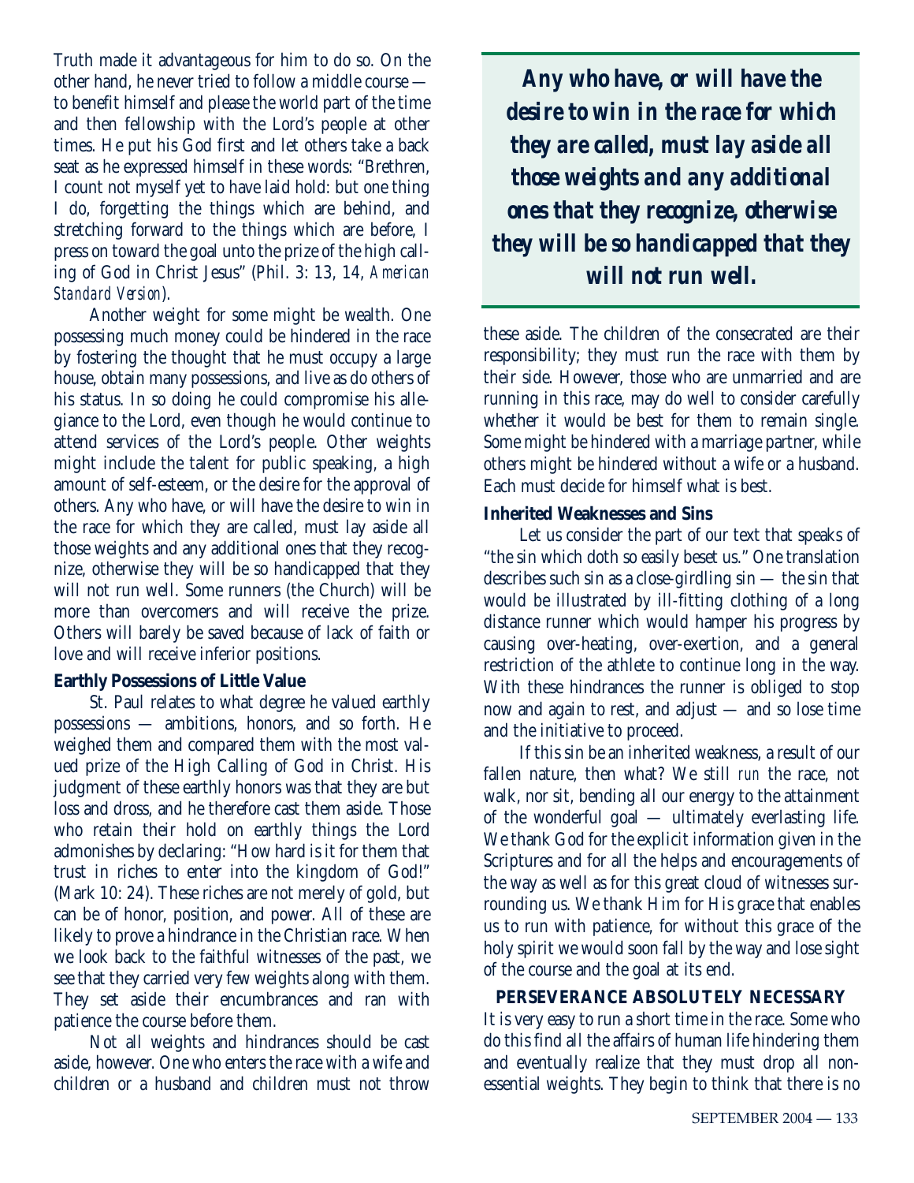Truth made it advantageous for him to do so. On the other hand, he never tried to follow a middle course — to benefit himself and please the world part of the time and then fellowship with the Lord's people at other times. He put his God first and let others take a back seat as he expressed himself in these words: "Brethren, I count not myself yet to have laid hold: but one thing I do, forgetting the things which are behind, and stretching forward to the things which are before, I press on toward the goal unto the prize of the high calling of God in Christ Jesus" (Phil. 3: 13, 14, *American Standard Version*).

Another weight for some might be wealth. One possessing much money could be hindered in the race by fostering the thought that he must occupy a large house, obtain many possessions, and live as do others of his status. In so doing he could compromise his allegiance to the Lord, even though he would continue to attend services of the Lord's people. Other weights might include the talent for public speaking, a high amount of self-esteem, or the desire for the approval of others. Any who have, or will have the desire to win in the race for which they are called, must lay aside all those weights and any additional ones that they recognize, otherwise they will be so handicapped that they will not run well. Some runners (the Church) will be more than overcomers and will receive the prize. Others will barely be saved because of lack of faith or love and will receive inferior positions.

**Earthly Possessions of Little Value**

St. Paul relates to what degree he valued earthly possessions — ambitions, honors, and so forth. He weighed them and compared them with the most valued prize of the High Calling of God in Christ. His judgment of these earthly honors was that they are but loss and dross, and he therefore cast them aside. Those who retain their hold on earthly things the Lord admonishes by declaring: "How hard is it for them that trust in riches to enter into the kingdom of God!" (Mark 10: 24). These riches are not merely of gold, but can be of honor, position, and power. All of these are likely to prove a hindrance in the Christian race. When we look back to the faithful witnesses of the past, we see that they carried very few weights along with them. They set aside their encumbrances and ran with patience the course before them.

Not all weights and hindrances should be cast aside, however. One who enters the race with a wife and children or a husband and children must not throw these aside. The children of the consecrated are their responsibility; they must run the race with them by their side. However, those who are unmarried and are running in this race, may do well to consider carefully whether it would be best for them to remain single. Some might be hindered with a marriage partner, while others might be hindered without a wife or a husband. Each must decide for himself what is best.

> ***Any who have, or will have the desire to win in the race for which they are called, must lay aside all those weights and any additional ones that they recognize, otherwise they will be so handicapped that they will not run well.***

**Inherited Weaknesses and Sins**

Let us consider the part of our text that speaks of "the sin which doth so easily beset us." One translation describes such sin as a close-girdling sin — the sin that would be illustrated by ill-fitting clothing of a long distance runner which would hamper his progress by causing over-heating, over-exertion, and a general restriction of the athlete to continue long in the way. With these hindrances the runner is obliged to stop now and again to rest, and adjust — and so lose time and the initiative to proceed.

If this sin be an inherited weakness, a result of our fallen nature, then what? We still *run* the race, not walk, nor sit, bending all our energy to the attainment of the wonderful goal — ultimately everlasting life. We thank God for the explicit information given in the Scriptures and for all the helps and encouragements of the way as well as for this great cloud of witnesses surrounding us. We thank Him for His grace that enables us to run with patience, for without this grace of the holy spirit we would soon fall by the way and lose sight of the course and the goal at its end.

**PERSEVERANCE ABSOLUTELY NECESSARY**

It is very easy to run a short time in the race. Some who do this find all the affairs of human life hindering them and eventually realize that they must drop all nonessential weights. They begin to think that there is no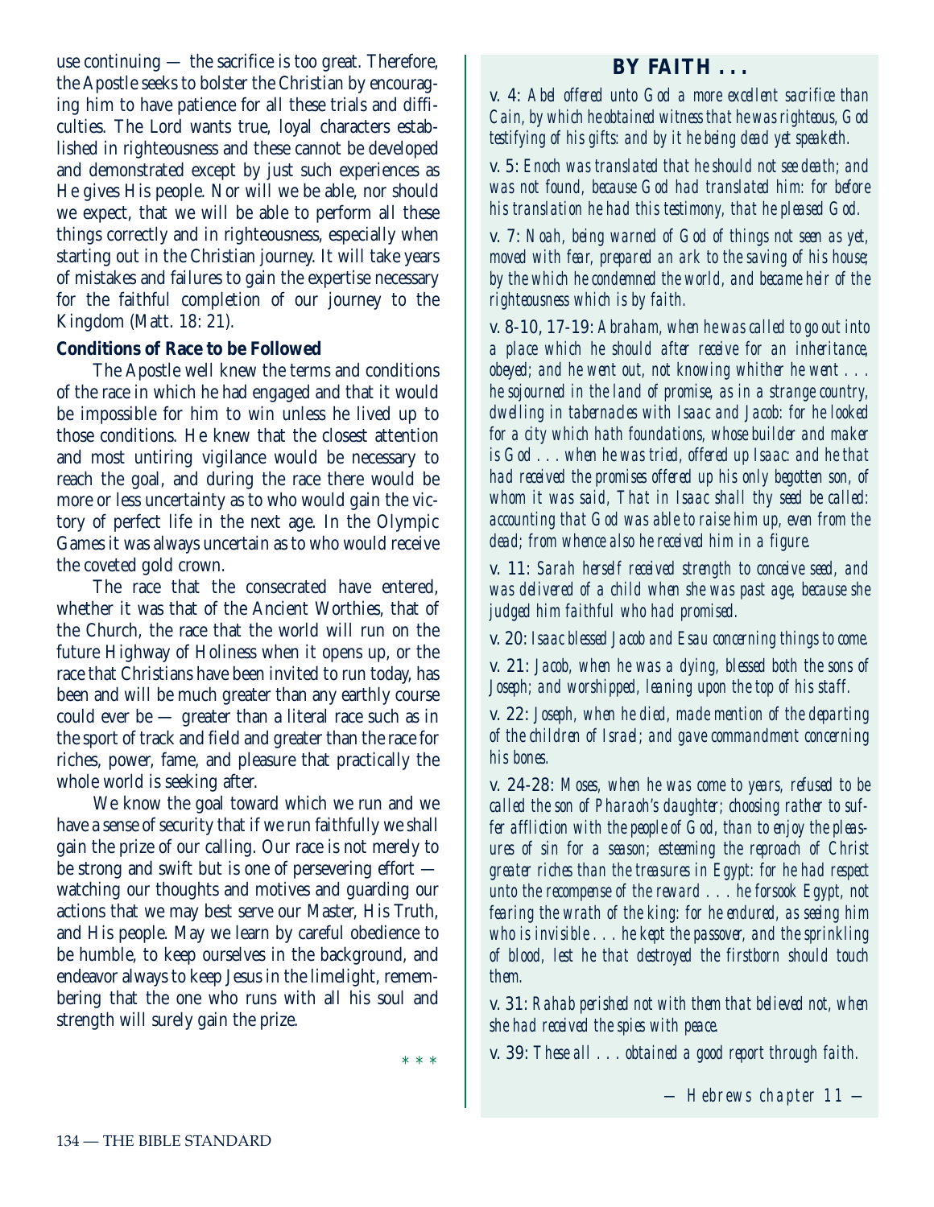use continuing — the sacrifice is too great. Therefore, the Apostle seeks to bolster the Christian by encouraging him to have patience for all these trials and difficulties. The Lord wants true, loyal characters established in righteousness and these cannot be developed and demonstrated except by just such experiences as He gives His people. Nor will we be able, nor should we expect, that we will be able to perform all these things correctly and in righteousness, especially when starting out in the Christian journey. It will take years of mistakes and failures to gain the expertise necessary for the faithful completion of our journey to the Kingdom (Matt. 18: 21).

**Conditions of Race to be Followed**

The Apostle well knew the terms and conditions of the race in which he had engaged and that it would be impossible for him to win unless he lived up to those conditions. He knew that the closest attention and most untiring vigilance would be necessary to reach the goal, and during the race there would be more or less uncertainty as to who would gain the victory of perfect life in the next age. In the Olympic Games it was always uncertain as to who would receive the coveted gold crown.

The race that the consecrated have entered, whether it was that of the Ancient Worthies, that of the Church, the race that the world will run on the future Highway of Holiness when it opens up, or the race that Christians have been invited to run today, has been and will be much greater than any earthly course could ever be — greater than a literal race such as in the sport of track and field and greater than the race for riches, power, fame, and pleasure that practically the whole world is seeking after.

We know the goal toward which we run and we have a sense of security that if we run faithfully we shall gain the prize of our calling. Our race is not merely to be strong and swift but is one of persevering effort — watching our thoughts and motives and guarding our actions that we may best serve our Master, His Truth, and His people. May we learn by careful obedience to be humble, to keep ourselves in the background, and endeavor always to keep Jesus in the limelight, remembering that the one who runs with all his soul and strength will surely gain the prize.

\* \* \*

## BY FAITH . . .

v. 4: *Abel offered unto God a more excellent sacrifice than Cain, by which he obtained witness that he was righteous, God testifying of his gifts: and by it he being dead yet speaketh.*

v. 5: *Enoch was translated that he should not see death; and was not found, because God had translated him: for before his translation he had this testimony, that he pleased God.*

v. 7: *Noah, being warned of God of things not seen as yet, moved with fear, prepared an ark to the saving of his house; by the which he condemned the world, and became heir of the righteousness which is by faith.*

v. 8-10, 17-19: *Abraham, when he was called to go out into a place which he should after receive for an inheritance, obeyed; and he went out, not knowing whither he went . . . he sojourned in the land of promise, as in a strange country, dwelling in tabernacles with Isaac and Jacob: for he looked for a city which hath foundations, whose builder and maker is God . . . when he was tried, offered up Isaac: and he that had received the promises offered up his only begotten son, of whom it was said, That in Isaac shall thy seed be called: accounting that God was able to raise him up, even from the dead; from whence also he received him in a figure.*

v. 11: *Sarah herself received strength to conceive seed, and was delivered of a child when she was past age, because she judged him faithful who had promised.*

v. 20: *Isaac blessed Jacob and Esau concerning things to come.*

v. 21: *Jacob, when he was a dying, blessed both the sons of Joseph; and worshipped, leaning upon the top of his staff.*

v. 22: *Joseph, when he died, made mention of the departing of the children of Israel; and gave commandment concerning his bones.*

v. 24-28: *Moses, when he was come to years, refused to be called the son of Pharaoh's daughter; choosing rather to suffer affliction with the people of God, than to enjoy the pleasures of sin for a season; esteeming the reproach of Christ greater riches than the treasures in Egypt: for he had respect unto the recompense of the reward . . . he forsook Egypt, not fearing the wrath of the king: for he endured, as seeing him who is invisible . . . he kept the passover, and the sprinkling of blood, lest he that destroyed the firstborn should touch them.*

v. 31: *Rahab perished not with them that believed not, when she had received the spies with peace.*

v. 39: *These all . . . obtained a good report through faith.*

*— Hebrews chapter 11 —*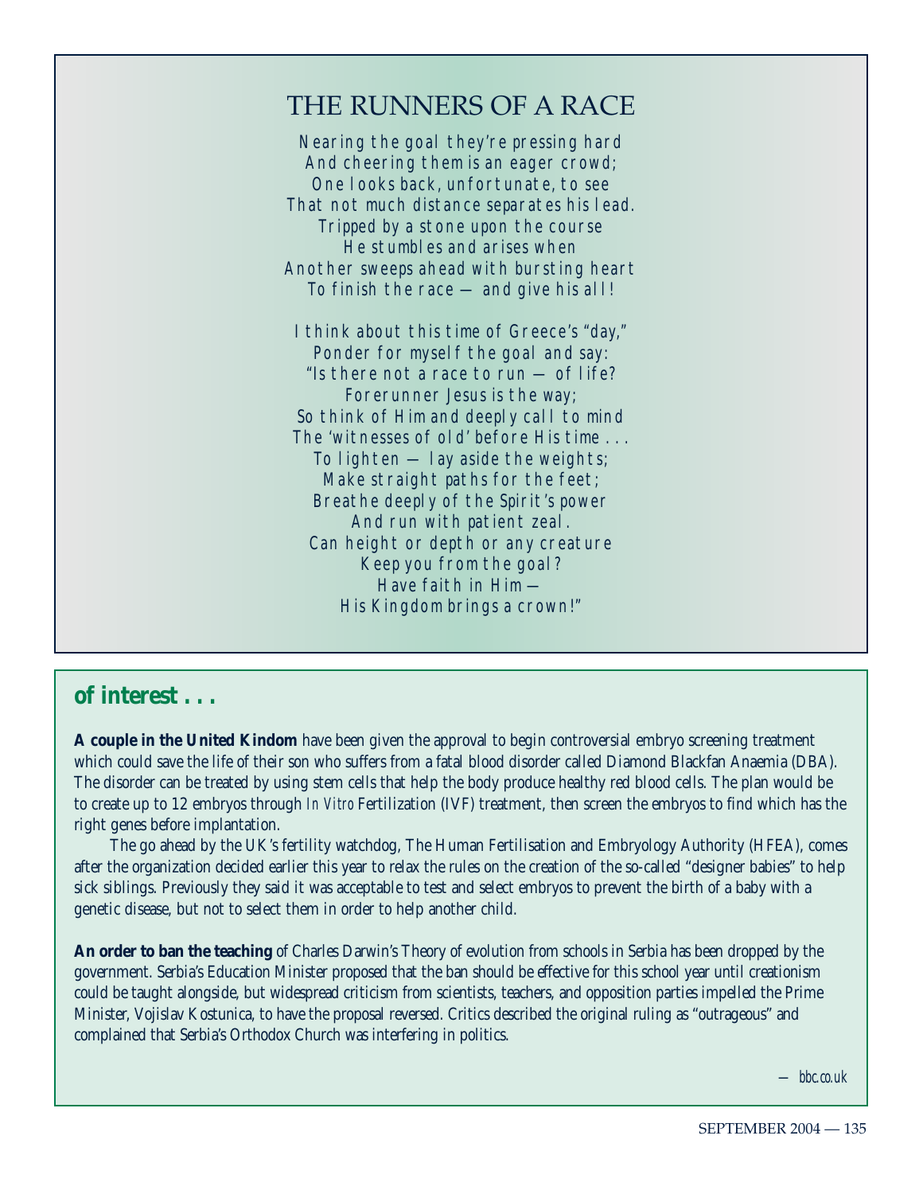## THE RUNNERS OF A RACE

*Nearing the goal they're pressing hard*
*And cheering them is an eager crowd;*
*One looks back, unfortunate, to see*
*That not much distance separates his lead.*
*Tripped by a stone upon the course*
*He stumbles and arises when*
*Another sweeps ahead with bursting heart*
*To finish the race — and give his all!*

*I think about this time of Greece's "day,"*
*Ponder for myself the goal and say:*
*"Is there not a race to run — of life?*
*Forerunner Jesus is the way;*
*So think of Him and deeply call to mind*
*The 'witnesses of old' before His time . . .*
*To lighten — lay aside the weights;*
*Make straight paths for the feet;*
*Breathe deeply of the Spirit's power*
*And run with patient zeal.*
*Can height or depth or any creature*
*Keep you from the goal?*
*Have faith in Him —*
*His Kingdom brings a crown!"*

## of interest . . .

**A couple in the United Kindom** have been given the approval to begin controversial embryo screening treatment which could save the life of their son who suffers from a fatal blood disorder called Diamond Blackfan Anaemia (DBA). The disorder can be treated by using stem cells that help the body produce healthy red blood cells. The plan would be to create up to 12 embryos through *In Vitro* Fertilization (IVF) treatment, then screen the embryos to find which has the right genes before implantation.

The go ahead by the UK's fertility watchdog, The Human Fertilisation and Embryology Authority (HFEA), comes after the organization decided earlier this year to relax the rules on the creation of the so-called "designer babies" to help sick siblings. Previously they said it was acceptable to test and select embryos to prevent the birth of a baby with a genetic disease, but not to select them in order to help another child.

**An order to ban the teaching** of Charles Darwin's Theory of evolution from schools in Serbia has been dropped by the government. Serbia's Education Minister proposed that the ban should be effective for this school year until creationism could be taught alongside, but widespread criticism from scientists, teachers, and opposition parties impelled the Prime Minister, Vojislav Kostunica, to have the proposal reversed. Critics described the original ruling as "outrageous" and complained that Serbia's Orthodox Church was interfering in politics.

*— bbc.co.uk*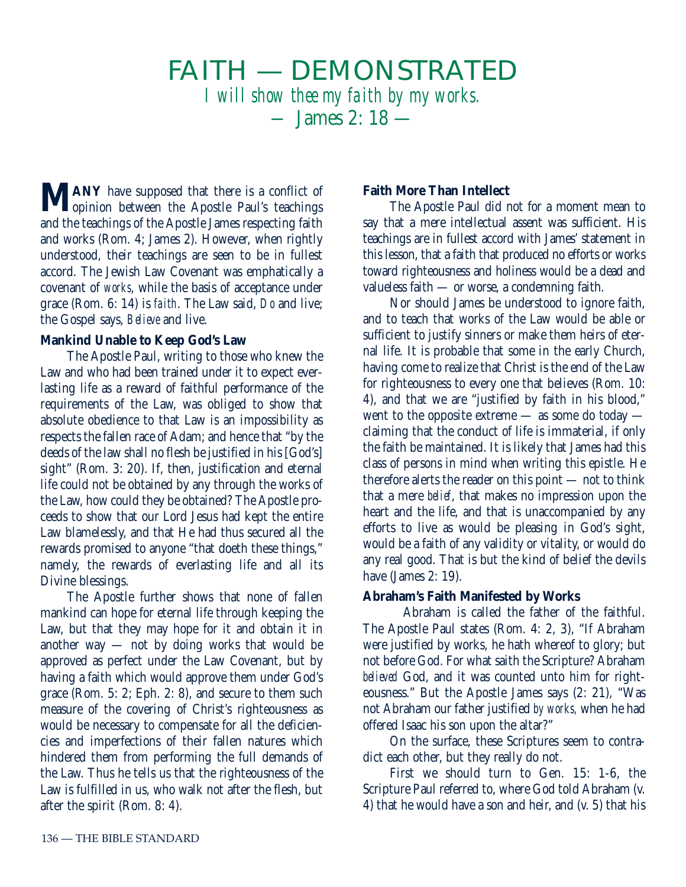# FAITH — DEMONSTRATED

*I will show thee my faith by my works.*

— James 2: 18 —

**MANY** have supposed that there is a conflict of opinion between the Apostle Paul's teachings and the teachings of the Apostle James respecting faith and works (Rom. 4; James 2). However, when rightly understood, their teachings are seen to be in fullest accord. The Jewish Law Covenant was emphatically a covenant of *works*, while the basis of acceptance under grace (Rom. 6: 14) is *faith*. The Law said, *Do* and live; the Gospel says, *Believe* and live.

**Mankind Unable to Keep God's Law**

The Apostle Paul, writing to those who knew the Law and who had been trained under it to expect everlasting life as a reward of faithful performance of the requirements of the Law, was obliged to show that absolute obedience to that Law is an impossibility as respects the fallen race of Adam; and hence that "by the deeds of the law shall no flesh be justified in his [God's] sight" (Rom. 3: 20). If, then, justification and eternal life could not be obtained by any through the works of the Law, how could they be obtained? The Apostle proceeds to show that our Lord Jesus had kept the entire Law blamelessly, and that He had thus secured all the rewards promised to anyone "that doeth these things," namely, the rewards of everlasting life and all its Divine blessings.

The Apostle further shows that none of fallen mankind can hope for eternal life through keeping the Law, but that they may hope for it and obtain it in another way — not by doing works that would be approved as perfect under the Law Covenant, but by having a faith which would approve them under God's grace (Rom. 5: 2; Eph. 2: 8), and secure to them such measure of the covering of Christ's righteousness as would be necessary to compensate for all the deficiencies and imperfections of their fallen natures which hindered them from performing the full demands of the Law. Thus he tells us that the righteousness of the Law is fulfilled in us, who walk not after the flesh, but after the spirit (Rom. 8: 4).

**Faith More Than Intellect**

The Apostle Paul did not for a moment mean to say that a mere intellectual assent was sufficient. His teachings are in fullest accord with James' statement in this lesson, that a faith that produced no efforts or works toward righteousness and holiness would be a dead and valueless faith — or worse, a condemning faith.

Nor should James be understood to ignore faith, and to teach that works of the Law would be able or sufficient to justify sinners or make them heirs of eternal life. It is probable that some in the early Church, having come to realize that Christ is the end of the Law for righteousness to every one that believes (Rom. 10: 4), and that we are "justified by faith in his blood," went to the opposite extreme — as some do today — claiming that the conduct of life is immaterial, if only the faith be maintained. It is likely that James had this class of persons in mind when writing this epistle. He therefore alerts the reader on this point — not to think that a mere *belief*, that makes no impression upon the heart and the life, and that is unaccompanied by any efforts to live as would be pleasing in God's sight, would be a faith of any validity or vitality, or would do any real good. That is but the kind of belief the devils have (James 2: 19).

**Abraham's Faith Manifested by Works**

Abraham is called the father of the faithful. The Apostle Paul states (Rom. 4: 2, 3), "If Abraham were justified by works, he hath whereof to glory; but not before God. For what saith the Scripture? Abraham *believed* God, and it was counted unto him for righteousness." But the Apostle James says (2: 21), "Was not Abraham our father justified *by works*, when he had offered Isaac his son upon the altar?"

On the surface, these Scriptures seem to contradict each other, but they really do not.

First we should turn to Gen. 15: 1-6, the Scripture Paul referred to, where God told Abraham (v. 4) that he would have a son and heir, and (v. 5) that his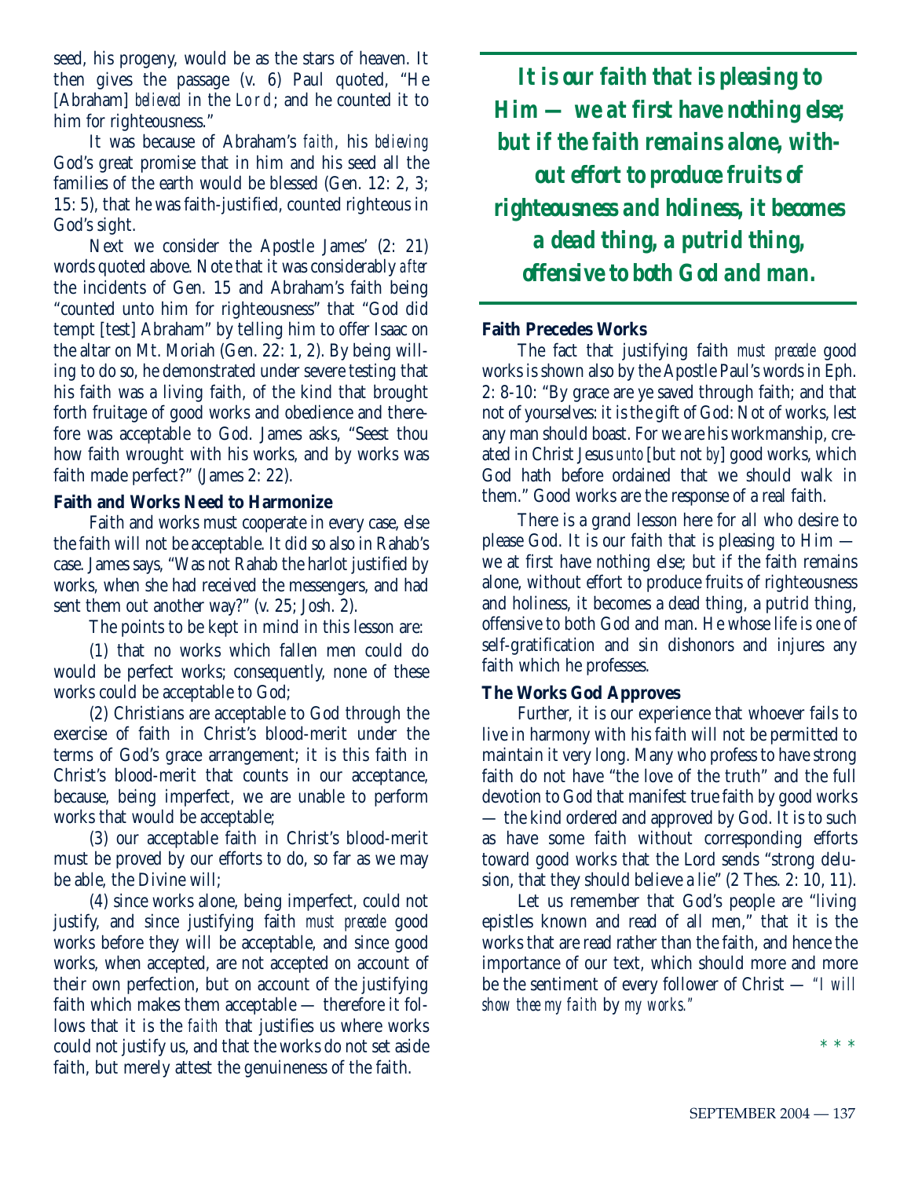seed, his progeny, would be as the stars of heaven. It then gives the passage (v. 6) Paul quoted, "He [Abraham] *believed* in the LORD; and he counted it to him for righteousness."

It was because of Abraham's *faith*, his *believing* God's great promise that in him and his seed all the families of the earth would be blessed (Gen. 12: 2, 3; 15: 5), that he was faith-justified, counted righteous in God's sight.

Next we consider the Apostle James' (2: 21) words quoted above. Note that it was considerably *after* the incidents of Gen. 15 and Abraham's faith being "counted unto him for righteousness" that "God did tempt [test] Abraham" by telling him to offer Isaac on the altar on Mt. Moriah (Gen. 22: 1, 2). By being willing to do so, he demonstrated under severe testing that his faith was a living faith, of the kind that brought forth fruitage of good works and obedience and therefore was acceptable to God. James asks, "Seest thou how faith wrought with his works, and by works was faith made perfect?" (James 2: 22).

**Faith and Works Need to Harmonize**

Faith and works must cooperate in every case, else the faith will not be acceptable. It did so also in Rahab's case. James says, "Was not Rahab the harlot justified by works, when she had received the messengers, and had sent them out another way?" (v. 25; Josh. 2).

The points to be kept in mind in this lesson are:

(1) that no works which fallen men could do would be perfect works; consequently, none of these works could be acceptable to God;

(2) Christians are acceptable to God through the exercise of faith in Christ's blood-merit under the terms of God's grace arrangement; it is this faith in Christ's blood-merit that counts in our acceptance, because, being imperfect, we are unable to perform works that would be acceptable;

(3) our acceptable faith in Christ's blood-merit must be proved by our efforts to do, so far as we may be able, the Divine will;

(4) since works alone, being imperfect, could not justify, and since justifying faith *must precede* good works before they will be acceptable, and since good works, when accepted, are not accepted on account of their own perfection, but on account of the justifying faith which makes them acceptable — therefore it follows that it is the *faith* that justifies us where works could not justify us, and that the works do not set aside faith, but merely attest the genuineness of the faith.

***It is our faith that is pleasing to Him — we at first have nothing else; but if the faith remains alone, without effort to produce fruits of righteousness and holiness, it becomes a dead thing, a putrid thing, offensive to both God and man.***

**Faith Precedes Works**

The fact that justifying faith *must precede* good works is shown also by the Apostle Paul's words in Eph. 2: 8-10: "By grace are ye saved through faith; and that not of yourselves: it is the gift of God: Not of works, lest any man should boast. For we are his workmanship, created in Christ Jesus *unto* [but not *by*] good works, which God hath before ordained that we should walk in them." Good works are the response of a real faith.

There is a grand lesson here for all who desire to please God. It is our faith that is pleasing to Him — we at first have nothing else; but if the faith remains alone, without effort to produce fruits of righteousness and holiness, it becomes a dead thing, a putrid thing, offensive to both God and man. He whose life is one of self-gratification and sin dishonors and injures any faith which he professes.

**The Works God Approves**

Further, it is our experience that whoever fails to live in harmony with his faith will not be permitted to maintain it very long. Many who profess to have strong faith do not have "the love of the truth" and the full devotion to God that manifest true faith by good works — the kind ordered and approved by God. It is to such as have some faith without corresponding efforts toward good works that the Lord sends "strong delusion, that they should believe a lie" (2 Thes. 2: 10, 11).

Let us remember that God's people are "living epistles known and read of all men," that it is the works that are read rather than the faith, and hence the importance of our text, which should more and more be the sentiment of every follower of Christ — *"I will show thee my faith* by *my works."*

\* \* \*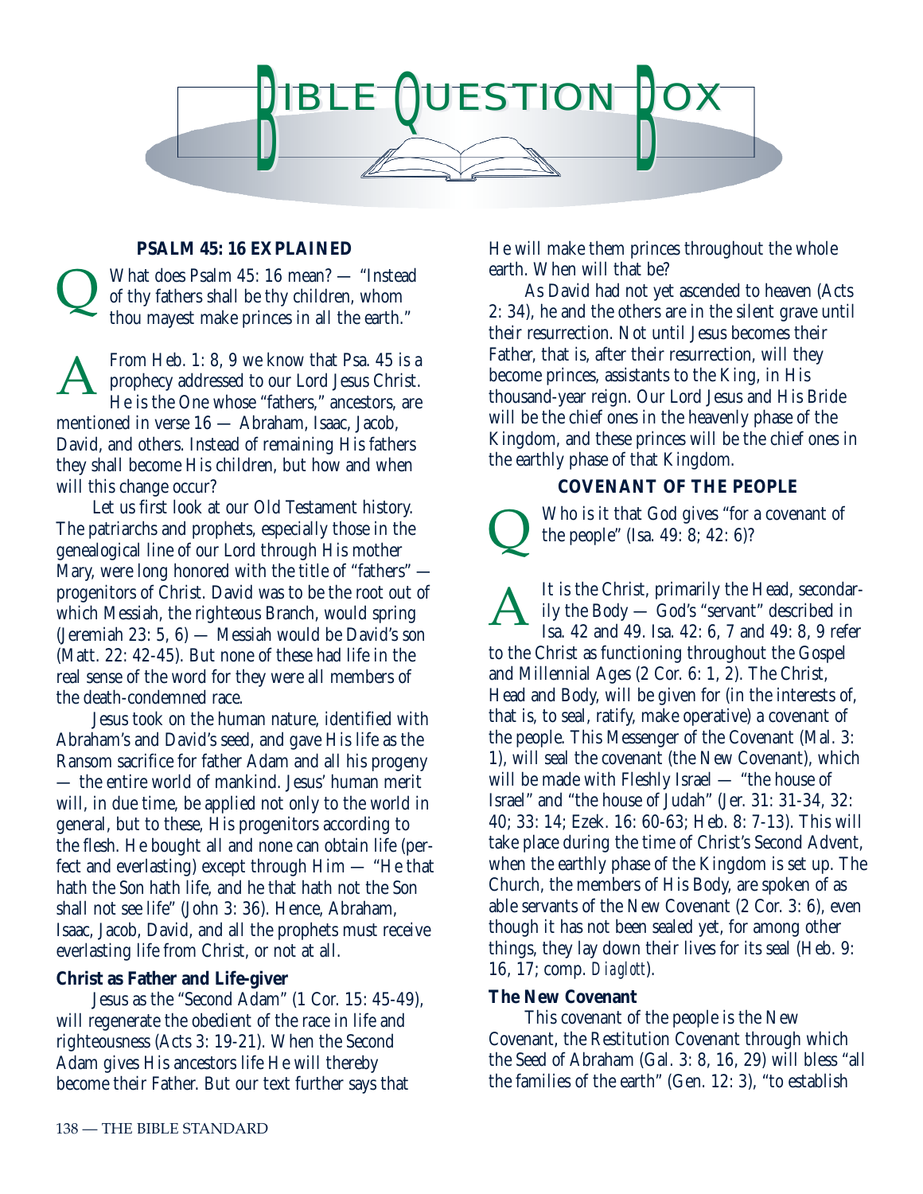# BIBLE QUESTION BOX

### PSALM 45: 16 EXPLAINED

**Q** What does Psalm 45: 16 mean? — "Instead of thy fathers shall be thy children, whom thou mayest make princes in all the earth."

**A** From Heb. 1: 8, 9 we know that Psa. 45 is a prophecy addressed to our Lord Jesus Christ. He is the One whose "fathers," ancestors, are mentioned in verse 16 — Abraham, Isaac, Jacob, David, and others. Instead of remaining His fathers they shall become His children, but how and when will this change occur?

Let us first look at our Old Testament history. The patriarchs and prophets, especially those in the genealogical line of our Lord through His mother Mary, were long honored with the title of "fathers" — progenitors of Christ. David was to be the root out of which Messiah, the righteous Branch, would spring (Jeremiah 23: 5, 6) — Messiah would be David's son (Matt. 22: 42-45). But none of these had life in the real sense of the word for they were all members of the death-condemned race.

Jesus took on the human nature, identified with Abraham's and David's seed, and gave His life as the Ransom sacrifice for father Adam and all his progeny — the entire world of mankind. Jesus' human merit will, in due time, be applied not only to the world in general, but to these, His progenitors according to the flesh. He bought all and none can obtain life (perfect and everlasting) except through Him — "He that hath the Son hath life, and he that hath not the Son shall not see life" (John 3: 36). Hence, Abraham, Isaac, Jacob, David, and all the prophets must receive everlasting life from Christ, or not at all.

**Christ as Father and Life-giver**

Jesus as the "Second Adam" (1 Cor. 15: 45-49), will regenerate the obedient of the race in life and righteousness (Acts 3: 19-21). When the Second Adam gives His ancestors life He will thereby become their Father. But our text further says that He will make them princes throughout the whole earth. When will that be?

As David had not yet ascended to heaven (Acts 2: 34), he and the others are in the silent grave until their resurrection. Not until Jesus becomes their Father, that is, after their resurrection, will they become princes, assistants to the King, in His thousand-year reign. Our Lord Jesus and His Bride will be the chief ones in the heavenly phase of the Kingdom, and these princes will be the chief ones in the earthly phase of that Kingdom.

### COVENANT OF THE PEOPLE

**Q** Who is it that God gives "for a covenant of the people" (Isa. 49: 8; 42: 6)?

**A** It is the Christ, primarily the Head, secondarily the Body — God's "servant" described in Isa. 42 and 49. Isa. 42: 6, 7 and 49: 8, 9 refer to the Christ as functioning throughout the Gospel and Millennial Ages (2 Cor. 6: 1, 2). The Christ, Head and Body, will be given for (in the interests of, that is, to seal, ratify, make operative) a covenant of the people. This Messenger of the Covenant (Mal. 3: 1), will seal the covenant (the New Covenant), which will be made with Fleshly Israel — "the house of Israel" and "the house of Judah" (Jer. 31: 31-34, 32: 40; 33: 14; Ezek. 16: 60-63; Heb. 8: 7-13). This will take place during the time of Christ's Second Advent, when the earthly phase of the Kingdom is set up. The Church, the members of His Body, are spoken of as able servants of the New Covenant (2 Cor. 3: 6), even though it has not been sealed yet, for among other things, they lay down their lives for its seal (Heb. 9: 16, 17; comp. *Diaglott*).

**The New Covenant**

This covenant of the people is the New Covenant, the Restitution Covenant through which the Seed of Abraham (Gal. 3: 8, 16, 29) will bless "all the families of the earth" (Gen. 12: 3), "to establish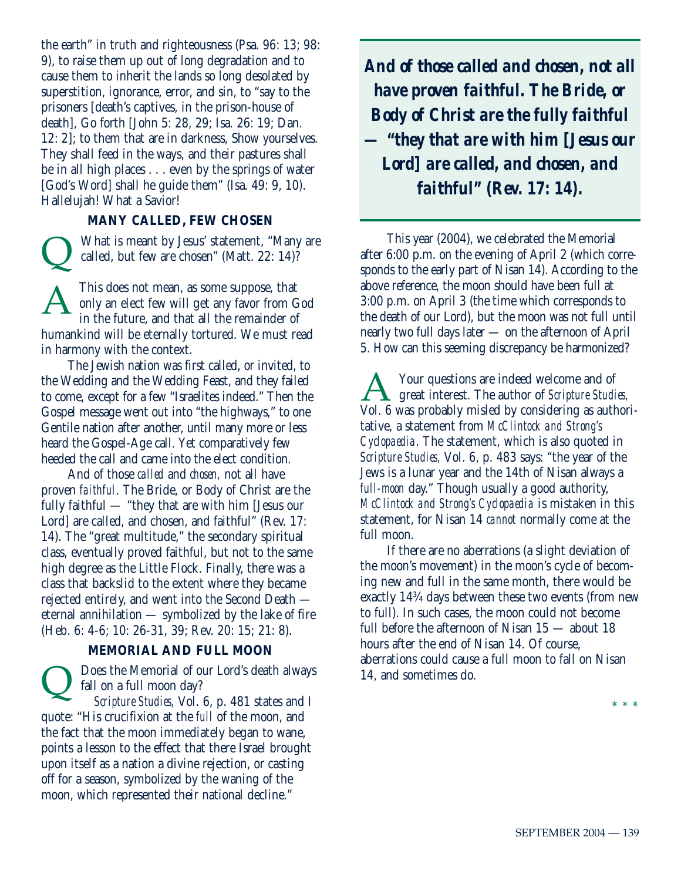the earth" in truth and righteousness (Psa. 96: 13; 98: 9), to raise them up out of long degradation and to cause them to inherit the lands so long desolated by superstition, ignorance, error, and sin, to "say to the prisoners [death's captives, in the prison-house of death], Go forth [John 5: 28, 29; Isa. 26: 19; Dan. 12: 2]; to them that are in darkness, Show yourselves. They shall feed in the ways, and their pastures shall be in all high places . . . even by the springs of water [God's Word] shall he guide them" (Isa. 49: 9, 10). Hallelujah! What a Savior!

### MANY CALLED, FEW CHOSEN

**Q** What is meant by Jesus' statement, "Many are called, but few are chosen" (Matt. 22: 14)?

**A** This does not mean, as some suppose, that only an elect few will get any favor from God in the future, and that all the remainder of humankind will be eternally tortured. We must read in harmony with the context.

The Jewish nation was first called, or invited, to the Wedding and the Wedding Feast, and they failed to come, except for a few "Israelites indeed." Then the Gospel message went out into "the highways," to one Gentile nation after another, until many more or less heard the Gospel-Age call. Yet comparatively few heeded the call and came into the elect condition.

And of those *called* and *chosen,* not all have proven *faithful*. The Bride, or Body of Christ are the fully faithful — "they that are with him [Jesus our Lord] are called, and chosen, and faithful" (Rev. 17: 14). The "great multitude," the secondary spiritual class, eventually proved faithful, but not to the same high degree as the Little Flock. Finally, there was a class that backslid to the extent where they became rejected entirely, and went into the Second Death — eternal annihilation — symbolized by the lake of fire (Heb. 6: 4-6; 10: 26-31, 39; Rev. 20: 15; 21: 8).

> ***And of those called and chosen, not all have proven faithful. The Bride, or Body of Christ are the fully faithful — "they that are with him [Jesus our Lord] are called, and chosen, and faithful" (Rev. 17: 14).***

### MEMORIAL AND FULL MOON

**Q** Does the Memorial of our Lord's death always fall on a full moon day?

*Scripture Studies*, Vol. 6, p. 481 states and I quote: "His crucifixion at the *full* of the moon, and the fact that the moon immediately began to wane, points a lesson to the effect that there Israel brought upon itself as a nation a divine rejection, or casting off for a season, symbolized by the waning of the moon, which represented their national decline."

This year (2004), we celebrated the Memorial after 6:00 p.m. on the evening of April 2 (which corresponds to the early part of Nisan 14). According to the above reference, the moon should have been full at 3:00 p.m. on April 3 (the time which corresponds to the death of our Lord), but the moon was not full until nearly two full days later — on the afternoon of April 5. How can this seeming discrepancy be harmonized?

**A** Your questions are indeed welcome and of great interest. The author of *Scripture Studies,* Vol. 6 was probably misled by considering as authoritative, a statement from *McClintock and Strong's Cyclopaedia*. The statement, which is also quoted in *Scripture Studies,* Vol. 6, p. 483 says: "the year of the Jews is a lunar year and the 14th of Nisan always a *full-moon* day." Though usually a good authority, *McClintock and Strong's Cyclopaedia* is mistaken in this statement, for Nisan 14 *cannot* normally come at the full moon.

If there are no aberrations (a slight deviation of the moon's movement) in the moon's cycle of becoming new and full in the same month, there would be exactly 14¾ days between these two events (from new to full). In such cases, the moon could not become full before the afternoon of Nisan 15 — about 18 hours after the end of Nisan 14. Of course, aberrations could cause a full moon to fall on Nisan 14, and sometimes do.

\* \* \*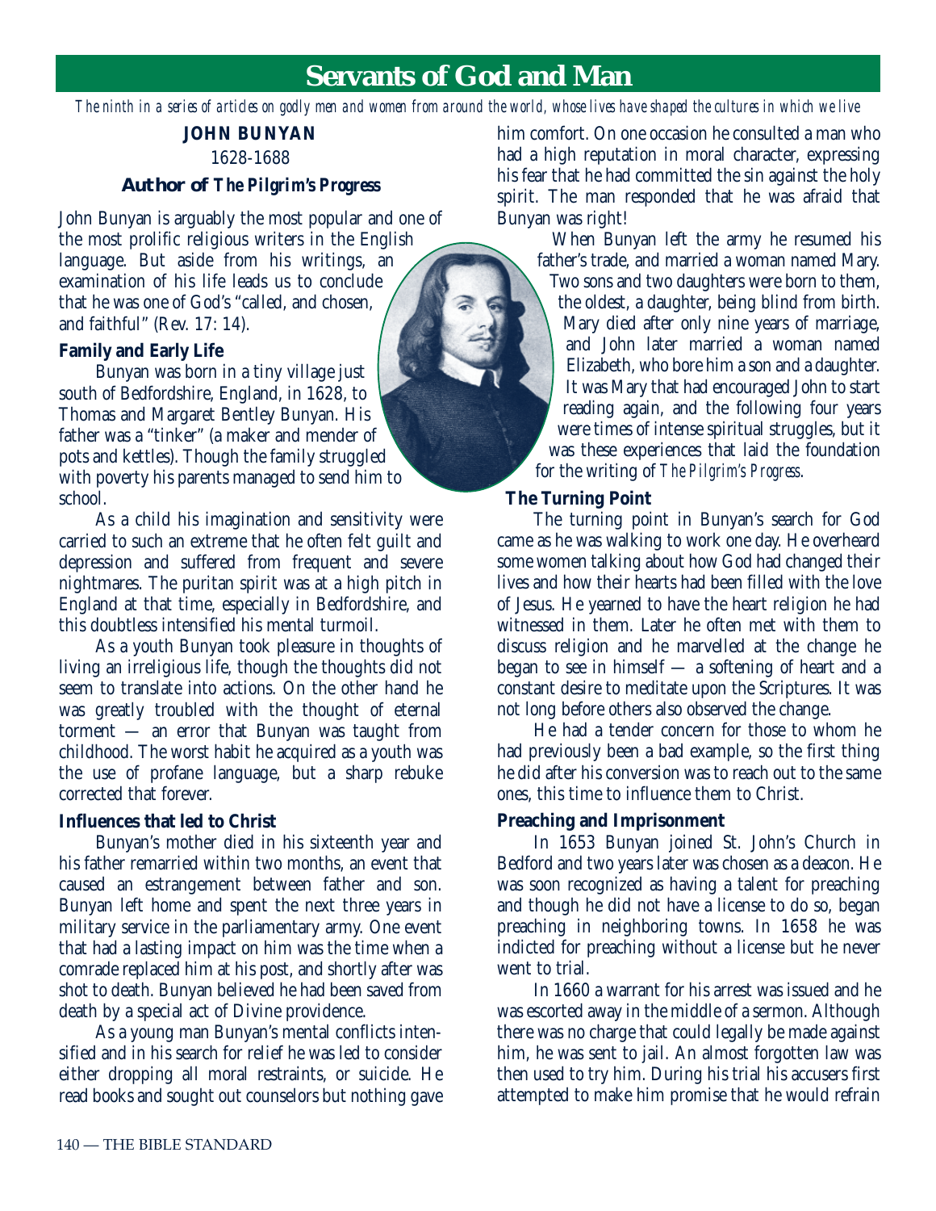# Servants of God and Man

*The ninth in a series of articles on godly men and women from around the world, whose lives have shaped the cultures in which we live*

**JOHN BUNYAN**

1628-1688

### Author of *The Pilgrim's Progress*

John Bunyan is arguably the most popular and one of the most prolific religious writers in the English language. But aside from his writings, an examination of his life leads us to conclude that he was one of God's "called, and chosen, and faithful" (Rev. 17: 14).

**Family and Early Life**

Bunyan was born in a tiny village just south of Bedfordshire, England, in 1628, to Thomas and Margaret Bentley Bunyan. His father was a "tinker" (a maker and mender of pots and kettles). Though the family struggled with poverty his parents managed to send him to school.

As a child his imagination and sensitivity were carried to such an extreme that he often felt guilt and depression and suffered from frequent and severe nightmares. The puritan spirit was at a high pitch in England at that time, especially in Bedfordshire, and this doubtless intensified his mental turmoil.

As a youth Bunyan took pleasure in thoughts of living an irreligious life, though the thoughts did not seem to translate into actions. On the other hand he was greatly troubled with the thought of eternal torment — an error that Bunyan was taught from childhood. The worst habit he acquired as a youth was the use of profane language, but a sharp rebuke corrected that forever.

**Influences that led to Christ**

Bunyan's mother died in his sixteenth year and his father remarried within two months, an event that caused an estrangement between father and son. Bunyan left home and spent the next three years in military service in the parliamentary army. One event that had a lasting impact on him was the time when a comrade replaced him at his post, and shortly after was shot to death. Bunyan believed he had been saved from death by a special act of Divine providence.

As a young man Bunyan's mental conflicts intensified and in his search for relief he was led to consider either dropping all moral restraints, or suicide. He read books and sought out counselors but nothing gave him comfort. On one occasion he consulted a man who had a high reputation in moral character, expressing his fear that he had committed the sin against the holy spirit. The man responded that he was afraid that Bunyan was right!

When Bunyan left the army he resumed his father's trade, and married a woman named Mary. Two sons and two daughters were born to them, the oldest, a daughter, being blind from birth. Mary died after only nine years of marriage, and John later married a woman named Elizabeth, who bore him a son and a daughter. It was Mary that had encouraged John to start reading again, and the following four years were times of intense spiritual struggles, but it was these experiences that laid the foundation for the writing of *The Pilgrim's Progress*.

**The Turning Point**

The turning point in Bunyan's search for God came as he was walking to work one day. He overheard some women talking about how God had changed their lives and how their hearts had been filled with the love of Jesus. He yearned to have the heart religion he had witnessed in them. Later he often met with them to discuss religion and he marvelled at the change he began to see in himself — a softening of heart and a constant desire to meditate upon the Scriptures. It was not long before others also observed the change.

He had a tender concern for those to whom he had previously been a bad example, so the first thing he did after his conversion was to reach out to the same ones, this time to influence them to Christ.

**Preaching and Imprisonment**

In 1653 Bunyan joined St. John's Church in Bedford and two years later was chosen as a deacon. He was soon recognized as having a talent for preaching and though he did not have a license to do so, began preaching in neighboring towns. In 1658 he was indicted for preaching without a license but he never went to trial.

In 1660 a warrant for his arrest was issued and he was escorted away in the middle of a sermon. Although there was no charge that could legally be made against him, he was sent to jail. An almost forgotten law was then used to try him. During his trial his accusers first attempted to make him promise that he would refrain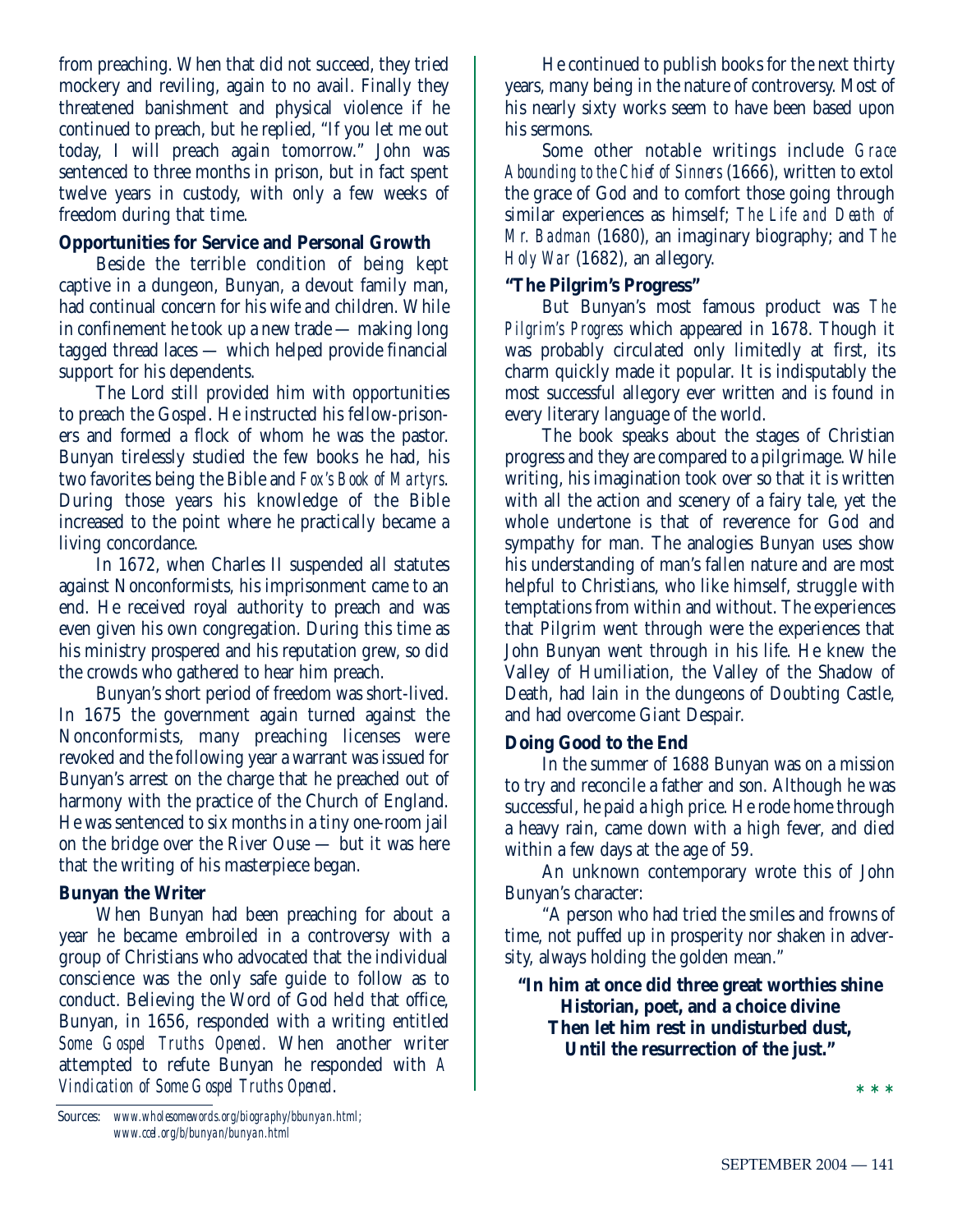from preaching. When that did not succeed, they tried mockery and reviling, again to no avail. Finally they threatened banishment and physical violence if he continued to preach, but he replied, "If you let me out today, I will preach again tomorrow." John was sentenced to three months in prison, but in fact spent twelve years in custody, with only a few weeks of freedom during that time.

### Opportunities for Service and Personal Growth

Beside the terrible condition of being kept captive in a dungeon, Bunyan, a devout family man, had continual concern for his wife and children. While in confinement he took up a new trade — making long tagged thread laces — which helped provide financial support for his dependents.

The Lord still provided him with opportunities to preach the Gospel. He instructed his fellow-prisoners and formed a flock of whom he was the pastor. Bunyan tirelessly studied the few books he had, his two favorites being the Bible and *Fox's Book of Martyrs*. During those years his knowledge of the Bible increased to the point where he practically became a living concordance.

In 1672, when Charles II suspended all statutes against Nonconformists, his imprisonment came to an end. He received royal authority to preach and was even given his own congregation. During this time as his ministry prospered and his reputation grew, so did the crowds who gathered to hear him preach.

Bunyan's short period of freedom was short-lived. In 1675 the government again turned against the Nonconformists, many preaching licenses were revoked and the following year a warrant was issued for Bunyan's arrest on the charge that he preached out of harmony with the practice of the Church of England. He was sentenced to six months in a tiny one-room jail on the bridge over the River Ouse — but it was here that the writing of his masterpiece began.

### Bunyan the Writer

When Bunyan had been preaching for about a year he became embroiled in a controversy with a group of Christians who advocated that the individual conscience was the only safe guide to follow as to conduct. Believing the Word of God held that office, Bunyan, in 1656, responded with a writing entitled *Some Gospel Truths Opened*. When another writer attempted to refute Bunyan he responded with *A Vindication of Some Gospel Truths Opened*.

He continued to publish books for the next thirty years, many being in the nature of controversy. Most of his nearly sixty works seem to have been based upon his sermons.

Some other notable writings include *Grace Abounding to the Chief of Sinners* (1666), written to extol the grace of God and to comfort those going through similar experiences as himself; *The Life and Death of Mr. Badman* (1680), an imaginary biography; and *The Holy War* (1682), an allegory.

### "The Pilgrim's Progress"

But Bunyan's most famous product was *The Pilgrim's Progress* which appeared in 1678. Though it was probably circulated only limitedly at first, its charm quickly made it popular. It is indisputably the most successful allegory ever written and is found in every literary language of the world.

The book speaks about the stages of Christian progress and they are compared to a pilgrimage. While writing, his imagination took over so that it is written with all the action and scenery of a fairy tale, yet the whole undertone is that of reverence for God and sympathy for man. The analogies Bunyan uses show his understanding of man's fallen nature and are most helpful to Christians, who like himself, struggle with temptations from within and without. The experiences that Pilgrim went through were the experiences that John Bunyan went through in his life. He knew the Valley of Humiliation, the Valley of the Shadow of Death, had lain in the dungeons of Doubting Castle, and had overcome Giant Despair.

### Doing Good to the End

In the summer of 1688 Bunyan was on a mission to try and reconcile a father and son. Although he was successful, he paid a high price. He rode home through a heavy rain, came down with a high fever, and died within a few days at the age of 59.

An unknown contemporary wrote this of John Bunyan's character:

"A person who had tried the smiles and frowns of time, not puffed up in prosperity nor shaken in adversity, always holding the golden mean."

**"In him at once did three great worthies shine**
**Historian, poet, and a choice divine**
**Then let him rest in undisturbed dust,**
**Until the resurrection of the just."**

\* \* \*

Sources: *www.wholesomewords.org/biography/bbunyan.html; www.ccel.org/b/bunyan/bunyan.html*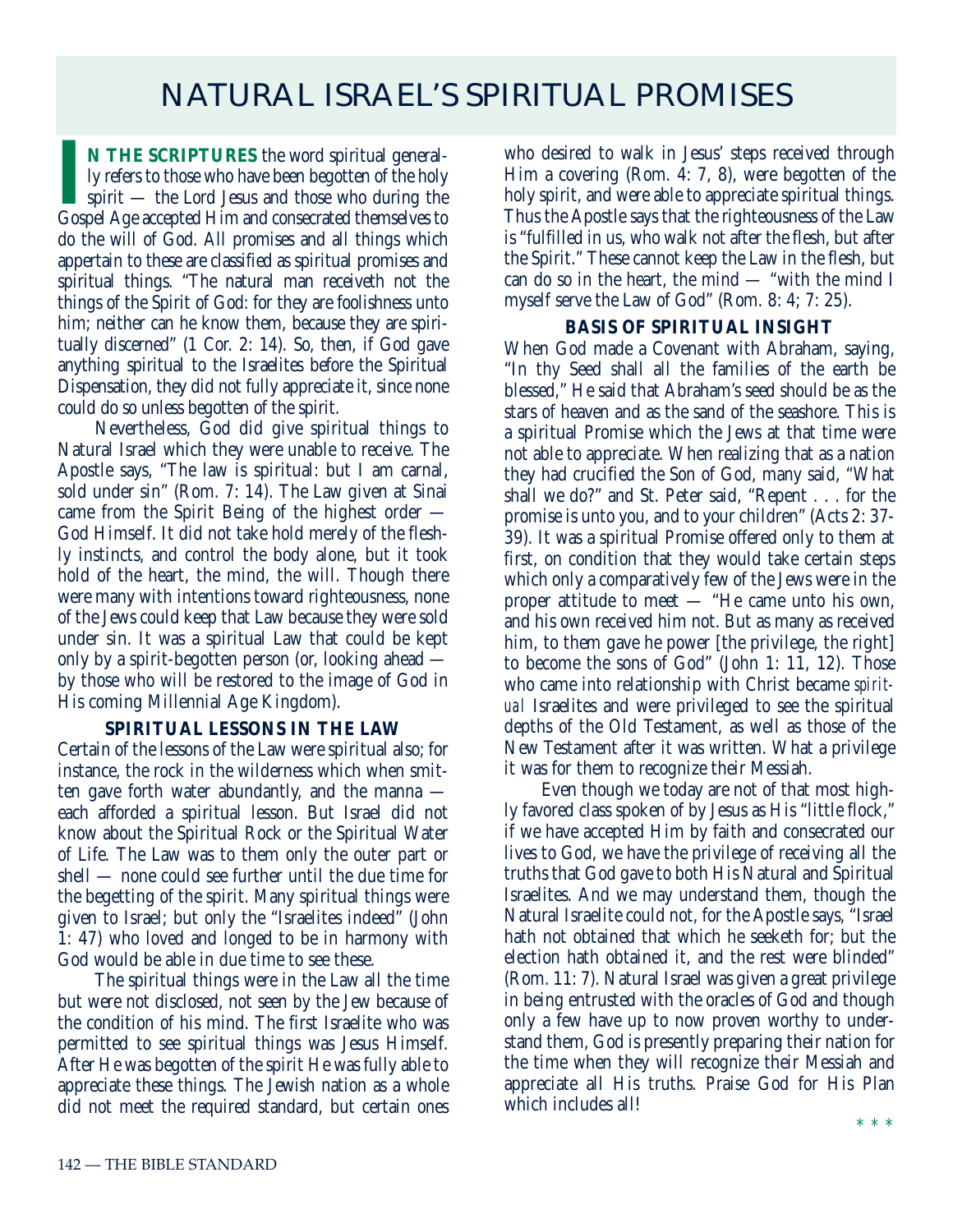# NATURAL ISRAEL'S SPIRITUAL PROMISES

**IN THE SCRIPTURES** the word spiritual generally refers to those who have been begotten of the holy spirit — the Lord Jesus and those who during the Gospel Age accepted Him and consecrated themselves to do the will of God. All promises and all things which appertain to these are classified as spiritual promises and spiritual things. "The natural man receiveth not the things of the Spirit of God: for they are foolishness unto him; neither can he know them, because they are spiritually discerned" (1 Cor. 2: 14). So, then, if God gave anything spiritual to the Israelites before the Spiritual Dispensation, they did not fully appreciate it, since none could do so unless begotten of the spirit.

Nevertheless, God did give spiritual things to Natural Israel which they were unable to receive. The Apostle says, "The law is spiritual: but I am carnal, sold under sin" (Rom. 7: 14). The Law given at Sinai came from the Spirit Being of the highest order — God Himself. It did not take hold merely of the fleshly instincts, and control the body alone, but it took hold of the heart, the mind, the will. Though there were many with intentions toward righteousness, none of the Jews could keep that Law because they were sold under sin. It was a spiritual Law that could be kept only by a spirit-begotten person (or, looking ahead — by those who will be restored to the image of God in His coming Millennial Age Kingdom).

**SPIRITUAL LESSONS IN THE LAW**

Certain of the lessons of the Law were spiritual also; for instance, the rock in the wilderness which when smitten gave forth water abundantly, and the manna — each afforded a spiritual lesson. But Israel did not know about the Spiritual Rock or the Spiritual Water of Life. The Law was to them only the outer part or shell — none could see further until the due time for the begetting of the spirit. Many spiritual things were given to Israel; but only the "Israelites indeed" (John 1: 47) who loved and longed to be in harmony with God would be able in due time to see these.

The spiritual things were in the Law all the time but were not disclosed, not seen by the Jew because of the condition of his mind. The first Israelite who was permitted to see spiritual things was Jesus Himself. After He was begotten of the spirit He was fully able to appreciate these things. The Jewish nation as a whole did not meet the required standard, but certain ones who desired to walk in Jesus' steps received through Him a covering (Rom. 4: 7, 8), were begotten of the holy spirit, and were able to appreciate spiritual things. Thus the Apostle says that the righteousness of the Law is "fulfilled in us, who walk not after the flesh, but after the Spirit." These cannot keep the Law in the flesh, but can do so in the heart, the mind — "with the mind I myself serve the Law of God" (Rom. 8: 4; 7: 25).

**BASIS OF SPIRITUAL INSIGHT**

When God made a Covenant with Abraham, saying, "In thy Seed shall all the families of the earth be blessed," He said that Abraham's seed should be as the stars of heaven and as the sand of the seashore. This is a spiritual Promise which the Jews at that time were not able to appreciate. When realizing that as a nation they had crucified the Son of God, many said, "What shall we do?" and St. Peter said, "Repent . . . for the promise is unto you, and to your children" (Acts 2: 37-39). It was a spiritual Promise offered only to them at first, on condition that they would take certain steps which only a comparatively few of the Jews were in the proper attitude to meet — "He came unto his own, and his own received him not. But as many as received him, to them gave he power [the privilege, the right] to become the sons of God" (John 1: 11, 12). Those who came into relationship with Christ became *spiritual* Israelites and were privileged to see the spiritual depths of the Old Testament, as well as those of the New Testament after it was written. What a privilege it was for them to recognize their Messiah.

Even though we today are not of that most highly favored class spoken of by Jesus as His "little flock," if we have accepted Him by faith and consecrated our lives to God, we have the privilege of receiving all the truths that God gave to both His Natural and Spiritual Israelites. And we may understand them, though the Natural Israelite could not, for the Apostle says, "Israel hath not obtained that which he seeketh for; but the election hath obtained it, and the rest were blinded" (Rom. 11: 7). Natural Israel was given a great privilege in being entrusted with the oracles of God and though only a few have up to now proven worthy to understand them, God is presently preparing their nation for the time when they will recognize their Messiah and appreciate all His truths. Praise God for His Plan which includes all!

\* \* \*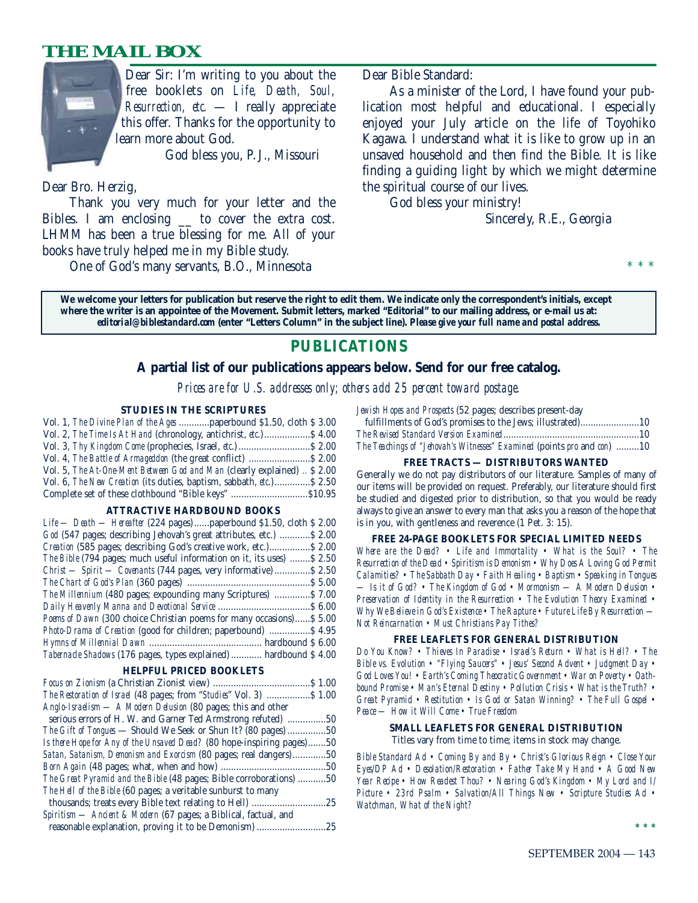## THE MAIL BOX

Dear Sir: I'm writing to you about the free booklets on *Life, Death, Soul, Resurrection, etc.* — I really appreciate this offer. Thanks for the opportunity to learn more about God.

God bless you, P. J., Missouri

Dear Bro. Herzig,

Thank you very much for your letter and the Bibles. I am enclosing __ to cover the extra cost. LHMM has been a true blessing for me. All of your books have truly helped me in my Bible study.

One of God's many servants, B.O., Minnesota

Dear Bible Standard:

As a minister of the Lord, I have found your publication most helpful and educational. I especially enjoyed your July article on the life of Toyohiko Kagawa. I understand what it is like to grow up in an unsaved household and then find the Bible. It is like finding a guiding light by which we might determine the spiritual course of our lives.

God bless your ministry!

Sincerely, R.E., Georgia

\* \* \*

**We welcome your letters for publication but reserve the right to edit them. We indicate only the correspondent's initials, except where the writer is an appointee of the Movement. Submit letters, marked "Editorial" to our mailing address, or e-mail us at: *editorial@biblestandard.com* (enter "Letters Column" in the subject line). *Please give your full name and postal address.***

## PUBLICATIONS

**A partial list of our publications appears below. Send for our free catalog.**

*Prices are for U.S. addresses only; others add 25 percent toward postage.*

### STUDIES IN THE SCRIPTURES

Vol. 1, *The Divine Plan of the Ages* ............paperbound $1.50, cloth $ 3.00
Vol. 2, *The Time Is At Hand* (chronology, antichrist, *etc.*)..................$ 4.00
Vol. 3, *Thy Kingdom Come* (prophecies, Israel, *etc.*)............................$ 2.00
Vol. 4, *The Battle of Armageddon* (the great conflict) ........................$ 2.00
Vol. 5, *The At-One-Ment Between God and Man* (clearly explained) .. $ 2.00
Vol. 6, *The New Creation* (its duties, baptism, sabbath, *etc.*)..............$ 2.50
Complete set of these clothbound "Bible keys" ..............................$10.95

### ATTRACTIVE HARDBOUND BOOKS

*Life — Death — Hereafter* (224 pages)......paperbound $1.50, cloth $ 2.00
*God* (547 pages; describing Jehovah's great attributes, etc.) ............$ 2.00
*Creation* (585 pages; describing God's creative work, etc.)................$ 2.00
*The Bible* (794 pages; much useful information on it, its uses) ........$ 2.50
*Christ — Spirit — Covenants* (744 pages, very informative)..............$ 2.50
*The Chart of God's Plan* (360 pages) ................................................$ 5.00
*The Millennium* (480 pages; expounding many Scriptures) ..............$ 7.00
*Daily Heavenly Manna and Devotional Service* ....................................$ 6.00
*Poems of Dawn* (300 choice Christian poems for many occasions)......$ 5.00
*Photo-Drama of Creation* (good for children; paperbound) ................$ 4.95
*Hymns of Millennial Dawn* ............................................ hardbound $ 6.00
*Tabernacle Shadows* (176 pages, types explained)............ hardbound $ 4.00

### HELPFUL PRICED BOOKLETS

*Focus on Zionism* (a Christian Zionist view) ......................................$ 1.00
*The Restoration of Israel* (48 pages; from "*Studies*" Vol. 3) .................$ 1.00
*Anglo-Israelism — A Modern Delusion* (80 pages; this and other serious errors of H. W. and Garner Ted Armstrong refuted) ...............50
*The Gift of Tongues* — Should We Seek or Shun It? (80 pages)...............50
*Is there Hope for Any of the Unsaved Dead?* (80 hope-inspiring pages).......50
*Satan, Satanism, Demonism and Exorcism* (80 pages; real dangers).............50
*Born Again* (48 pages; what, when and how) .........................................50
*The Great Pyramid and the Bible* (48 pages; Bible corroborations) ...........50
*The Hell of the Bible* (60 pages; a veritable sunburst to many thousands; treats every Bible text relating to Hell) .............................25
*Spiritism — Ancient & Modern* (67 pages; a Biblical, factual, and reasonable explanation, proving it to be Demonism)...........................25
*Jewish Hopes and Prospects* (52 pages; describes present-day fulfillments of God's promises to the Jews; illustrated).......................10
*The Revised Standard Version Examined*.....................................................10
*The Teachings of "Jehovah's Witnesses" Examined* (points *pro* and *con*) .........10

### FREE TRACTS — DISTRIBUTORS WANTED

Generally we do not pay distributors of our literature. Samples of many of our items will be provided on request. Preferably, our literature should first be studied and digested prior to distribution, so that you would be ready always to give an answer to every man that asks you a reason of the hope that is in you, with gentleness and reverence (1 Pet. 3: 15).

### FREE 24-PAGE BOOKLETS FOR SPECIAL LIMITED NEEDS

*Where are the Dead? • Life and Immortality • What is the Soul? • The Resurrection of the Dead • Spiritism is Demonism • Why Does A Loving God Permit Calamities? • The Sabbath Day • Faith Healing • Baptism • Speaking in Tongues — Is it of God? • The Kingdom of God • Mormonism — A Modern Delusion • Preservation of Identity in the Resurrection • The Evolution Theory Examined • Why We Believe in God's Existence • The Rapture • Future Life By Resurrection — Not Reincarnation • Must Christians Pay Tithes?*

### FREE LEAFLETS FOR GENERAL DISTRIBUTION

*Do You Know? • Thieves In Paradise • Israel's Return • What is Hell? • The Bible vs. Evolution • "Flying Saucers" • Jesus' Second Advent • Judgment Day • God Loves You! • Earth's Coming Theocratic Government • War on Poverty • Oath-bound Promise • Man's Eternal Destiny • Pollution Crisis • What is the Truth? • Great Pyramid • Restitution • Is God or Satan Winning? • The Full Gospel • Peace — How it Will Come • True Freedom*

### SMALL LEAFLETS FOR GENERAL DISTRIBUTION

Titles vary from time to time; items in stock may change.

*Bible Standard Ad • Coming By and By • Christ's Glorious Reign • Close Your Eyes/DP Ad • Desolation/Restoration • Father Take My Hand • A Good New Year Recipe • How Readest Thou? • Nearing God's Kingdom • My Lord and I/ Picture • 23rd Psalm • Salvation/All Things New • Scripture Studies Ad • Watchman, What of the Night?*

\* \* \*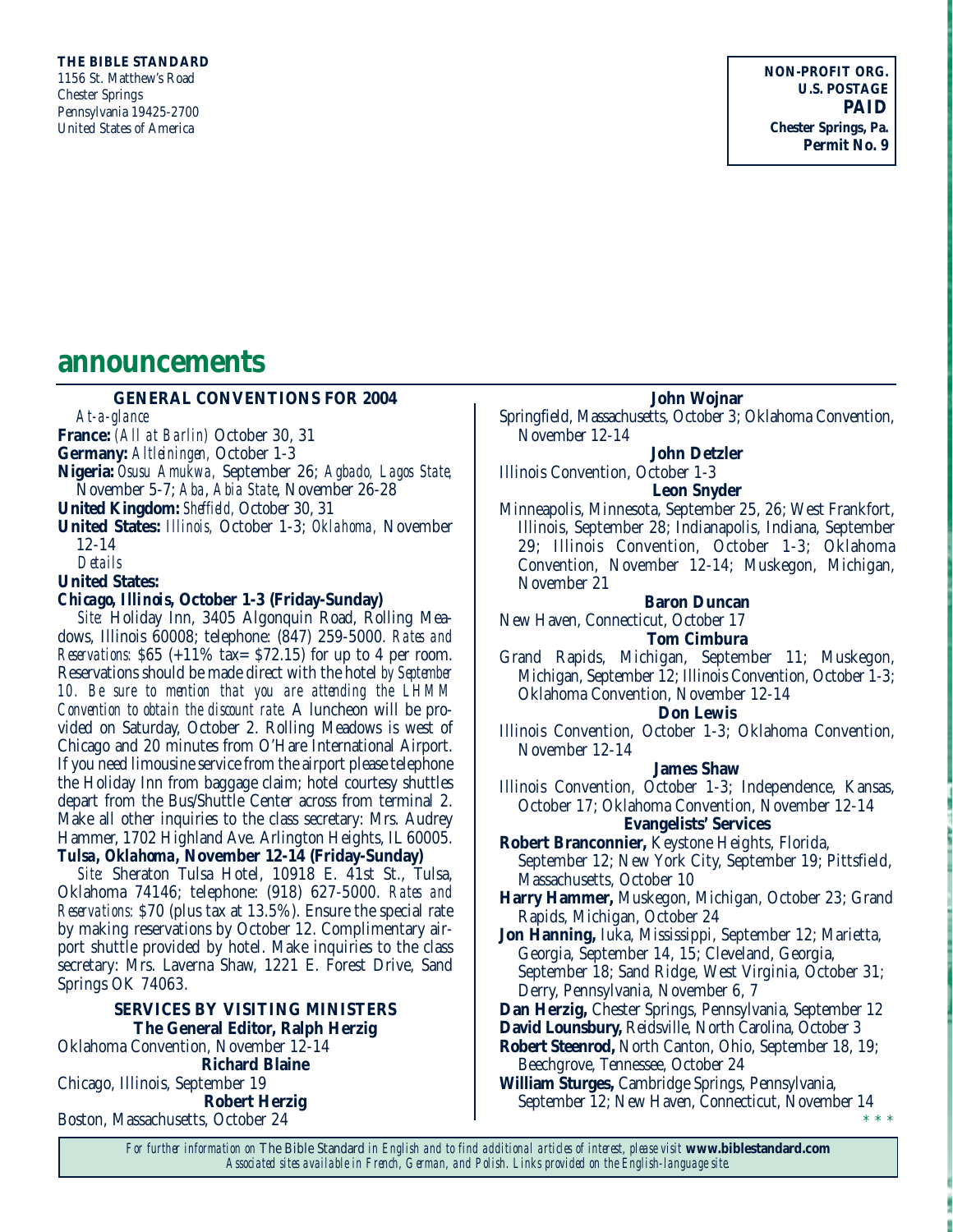**THE BIBLE STANDARD**
1156 St. Matthew's Road
Chester Springs
Pennsylvania 19425-2700
United States of America

**NON-PROFIT ORG.**
**U.S. POSTAGE**
**PAID**
**Chester Springs, Pa.**
**Permit No. 9**

# announcements

## GENERAL CONVENTIONS FOR 2004

*At-a-glance*

**France:** *(All at Barlin)* October 30, 31

**Germany:** *Altleiningen,* October 1-3

**Nigeria:** *Osusu Amukwa,* September 26; *Agbado, Lagos State,* November 5-7; *Aba, Abia State,* November 26-28

**United Kingdom:** *Sheffield,* October 30, 31

**United States:** *Illinois,* October 1-3; *Oklahoma,* November 12-14

*Details*

**United States:**

***Chicago, Illinois,* October 1-3 (Friday-Sunday)**

*Site:* Holiday Inn, 3405 Algonquin Road, Rolling Meadows, Illinois 60008; telephone: (847) 259-5000. *Rates and Reservations:* $65 (+11% tax= $72.15) for up to 4 per room. Reservations should be made direct with the hotel *by September 10. Be sure to mention that you are attending the LHMM Convention to obtain the discount rate.* A luncheon will be provided on Saturday, October 2. Rolling Meadows is west of Chicago and 20 minutes from O'Hare International Airport. If you need limousine service from the airport please telephone the Holiday Inn from baggage claim; hotel courtesy shuttles depart from the Bus/Shuttle Center across from terminal 2. Make all other inquiries to the class secretary: Mrs. Audrey Hammer, 1702 Highland Ave. Arlington Heights, IL 60005.

***Tulsa, Oklahoma,* November 12-14 (Friday-Sunday)**

*Site:* Sheraton Tulsa Hotel, 10918 E. 41st St., Tulsa, Oklahoma 74146; telephone: (918) 627-5000. *Rates and Reservations:* $70 (plus tax at 13.5%). Ensure the special rate by making reservations by October 12. Complimentary airport shuttle provided by hotel. Make inquiries to the class secretary: Mrs. Laverna Shaw, 1221 E. Forest Drive, Sand Springs OK 74063.

## SERVICES BY VISITING MINISTERS

**The General Editor, Ralph Herzig**
Oklahoma Convention, November 12-14

**Richard Blaine**
Chicago, Illinois, September 19

**Robert Herzig**
Boston, Massachusetts, October 24

**John Wojnar**
Springfield, Massachusetts, October 3; Oklahoma Convention, November 12-14

**John Detzler**
Illinois Convention, October 1-3

**Leon Snyder**
Minneapolis, Minnesota, September 25, 26; West Frankfort, Illinois, September 28; Indianapolis, Indiana, September 29; Illinois Convention, October 1-3; Oklahoma Convention, November 12-14; Muskegon, Michigan, November 21

**Baron Duncan**
New Haven, Connecticut, October 17

**Tom Cimbura**
Grand Rapids, Michigan, September 11; Muskegon, Michigan, September 12; Illinois Convention, October 1-3; Oklahoma Convention, November 12-14

**Don Lewis**
Illinois Convention, October 1-3; Oklahoma Convention, November 12-14

**James Shaw**
Illinois Convention, October 1-3; Independence, Kansas, October 17; Oklahoma Convention, November 12-14

**Evangelists' Services**

**Robert Branconnier,** Keystone Heights, Florida, September 12; New York City, September 19; Pittsfield, Massachusetts, October 10

**Harry Hammer,** Muskegon, Michigan, October 23; Grand Rapids, Michigan, October 24

**Jon Hanning,** Iuka, Mississippi, September 12; Marietta, Georgia, September 14, 15; Cleveland, Georgia, September 18; Sand Ridge, West Virginia, October 31; Derry, Pennsylvania, November 6, 7

**Dan Herzig,** Chester Springs, Pennsylvania, September 12

**David Lounsbury,** Reidsville, North Carolina, October 3

**Robert Steenrod,** North Canton, Ohio, September 18, 19; Beechgrove, Tennessee, October 24

**William Sturges,** Cambridge Springs, Pennsylvania, September 12; New Haven, Connecticut, November 14

\* \* \*

*For further information on* The Bible Standard *in English and to find additional articles of interest, please visit* **www.biblestandard.com**
*Associated sites available in French, German, and Polish. Links provided on the English-language site.*